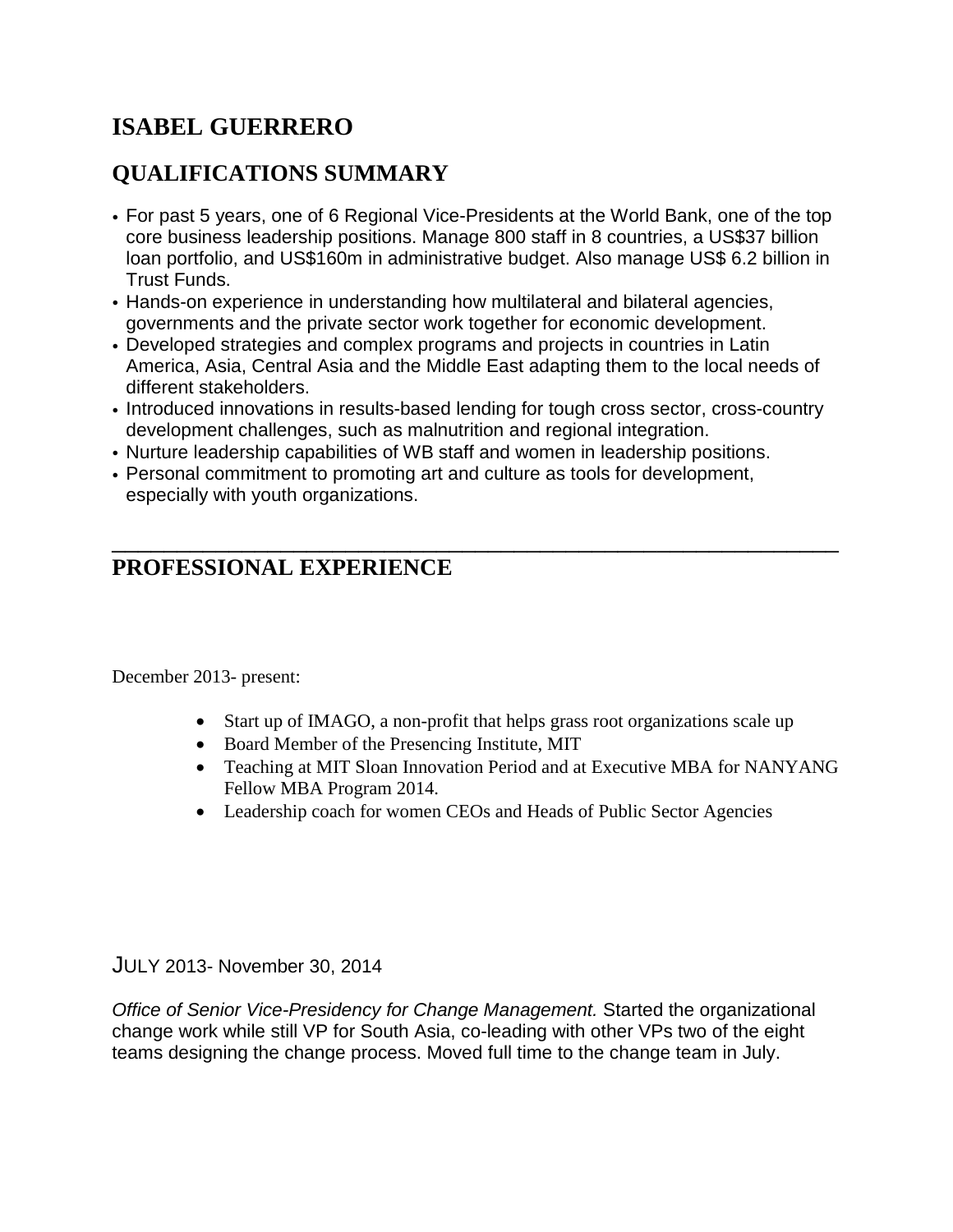# ISABEL GUERRERO

## QUALIFICATIONS SUMMARY

- For past 5 years, one of 6 Regional Vice-Presidents at the World Bank, one of the top core business leadership positions. Manage 800 staff in 8 countries, a US$37 billion loan portfolio, and US$160m in administrative budget. Also manage US$ 6.2 billion in Trust Funds.
- Hands-on experience in understanding how multilateral and bilateral agencies, governments and the private sector work together for economic development.
- Developed strategies and complex programs and projects in countries in Latin America, Asia, Central Asia and the Middle East adapting them to the local needs of different stakeholders.
- Introduced innovations in results-based lending for tough cross sector, cross-country development challenges, such as malnutrition and regional integration.
- Nurture leadership capabilities of WB staff and women in leadership positions.
- Personal commitment to promoting art and culture as tools for development, especially with youth organizations.

---

## PROFESSIONAL EXPERIENCE

December 2013- present:

- Start up of IMAGO, a non-profit that helps grass root organizations scale up
- Board Member of the Presencing Institute, MIT
- Teaching at MIT Sloan Innovation Period and at Executive MBA for NANYANG Fellow MBA Program 2014.
- Leadership coach for women CEOs and Heads of Public Sector Agencies

JULY 2013- November 30, 2014

*Office of Senior Vice-Presidency for Change Management.* Started the organizational change work while still VP for South Asia, co-leading with other VPs two of the eight teams designing the change process. Moved full time to the change team in July.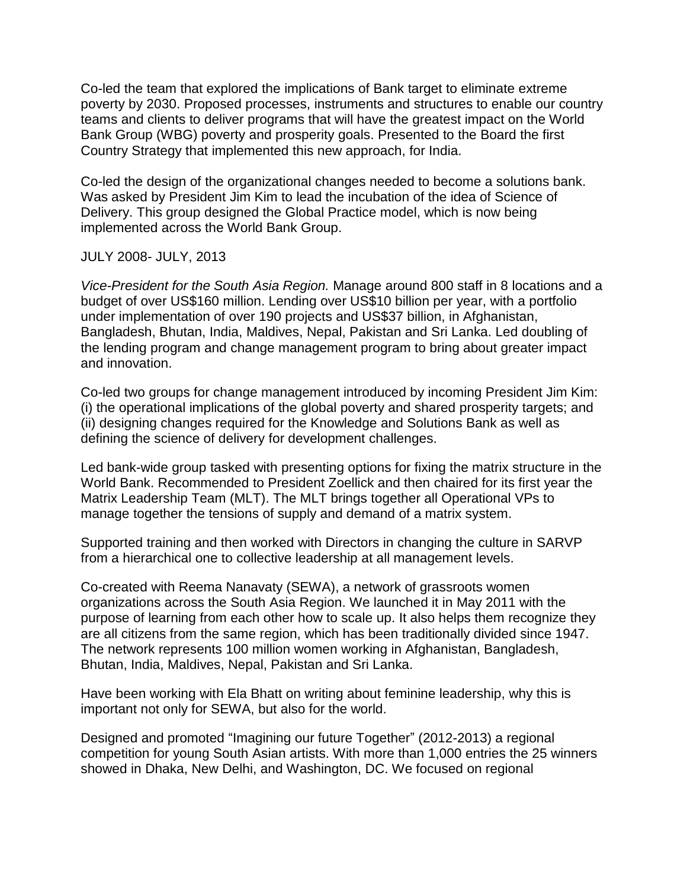Co-led the team that explored the implications of Bank target to eliminate extreme poverty by 2030. Proposed processes, instruments and structures to enable our country teams and clients to deliver programs that will have the greatest impact on the World Bank Group (WBG) poverty and prosperity goals. Presented to the Board the first Country Strategy that implemented this new approach, for India.

Co-led the design of the organizational changes needed to become a solutions bank. Was asked by President Jim Kim to lead the incubation of the idea of Science of Delivery. This group designed the Global Practice model, which is now being implemented across the World Bank Group.

JULY 2008- JULY, 2013

*Vice-President for the South Asia Region.* Manage around 800 staff in 8 locations and a budget of over US$160 million. Lending over US$10 billion per year, with a portfolio under implementation of over 190 projects and US$37 billion, in Afghanistan, Bangladesh, Bhutan, India, Maldives, Nepal, Pakistan and Sri Lanka. Led doubling of the lending program and change management program to bring about greater impact and innovation.

Co-led two groups for change management introduced by incoming President Jim Kim: (i) the operational implications of the global poverty and shared prosperity targets; and (ii) designing changes required for the Knowledge and Solutions Bank as well as defining the science of delivery for development challenges.

Led bank-wide group tasked with presenting options for fixing the matrix structure in the World Bank. Recommended to President Zoellick and then chaired for its first year the Matrix Leadership Team (MLT). The MLT brings together all Operational VPs to manage together the tensions of supply and demand of a matrix system.

Supported training and then worked with Directors in changing the culture in SARVP from a hierarchical one to collective leadership at all management levels.

Co-created with Reema Nanavaty (SEWA), a network of grassroots women organizations across the South Asia Region. We launched it in May 2011 with the purpose of learning from each other how to scale up. It also helps them recognize they are all citizens from the same region, which has been traditionally divided since 1947. The network represents 100 million women working in Afghanistan, Bangladesh, Bhutan, India, Maldives, Nepal, Pakistan and Sri Lanka.

Have been working with Ela Bhatt on writing about feminine leadership, why this is important not only for SEWA, but also for the world.

Designed and promoted “Imagining our future Together” (2012-2013) a regional competition for young South Asian artists. With more than 1,000 entries the 25 winners showed in Dhaka, New Delhi, and Washington, DC. We focused on regional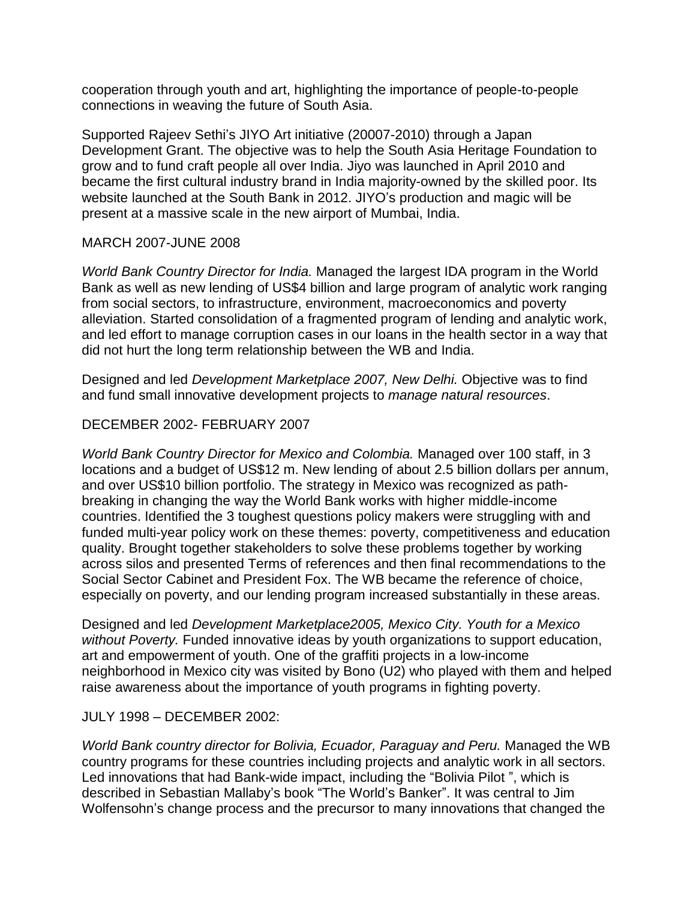cooperation through youth and art, highlighting the importance of people-to-people connections in weaving the future of South Asia.

Supported Rajeev Sethi's JIYO Art initiative (20007-2010) through a Japan Development Grant. The objective was to help the South Asia Heritage Foundation to grow and to fund craft people all over India. Jiyo was launched in April 2010 and became the first cultural industry brand in India majority-owned by the skilled poor. Its website launched at the South Bank in 2012. JIYO's production and magic will be present at a massive scale in the new airport of Mumbai, India.

MARCH 2007-JUNE 2008

*World Bank Country Director for India.* Managed the largest IDA program in the World Bank as well as new lending of US$4 billion and large program of analytic work ranging from social sectors, to infrastructure, environment, macroeconomics and poverty alleviation. Started consolidation of a fragmented program of lending and analytic work, and led effort to manage corruption cases in our loans in the health sector in a way that did not hurt the long term relationship between the WB and India.

Designed and led *Development Marketplace 2007, New Delhi.* Objective was to find and fund small innovative development projects to *manage natural resources*.

DECEMBER 2002- FEBRUARY 2007

*World Bank Country Director for Mexico and Colombia.* Managed over 100 staff, in 3 locations and a budget of US$12 m. New lending of about 2.5 billion dollars per annum, and over US$10 billion portfolio. The strategy in Mexico was recognized as path-breaking in changing the way the World Bank works with higher middle-income countries. Identified the 3 toughest questions policy makers were struggling with and funded multi-year policy work on these themes: poverty, competitiveness and education quality. Brought together stakeholders to solve these problems together by working across silos and presented Terms of references and then final recommendations to the Social Sector Cabinet and President Fox. The WB became the reference of choice, especially on poverty, and our lending program increased substantially in these areas.

Designed and led *Development Marketplace2005, Mexico City. Youth for a Mexico without Poverty.* Funded innovative ideas by youth organizations to support education, art and empowerment of youth. One of the graffiti projects in a low-income neighborhood in Mexico city was visited by Bono (U2) who played with them and helped raise awareness about the importance of youth programs in fighting poverty.

JULY 1998 – DECEMBER 2002:

*World Bank country director for Bolivia, Ecuador, Paraguay and Peru.* Managed the WB country programs for these countries including projects and analytic work in all sectors. Led innovations that had Bank-wide impact, including the "Bolivia Pilot ", which is described in Sebastian Mallaby's book "The World's Banker". It was central to Jim Wolfensohn's change process and the precursor to many innovations that changed the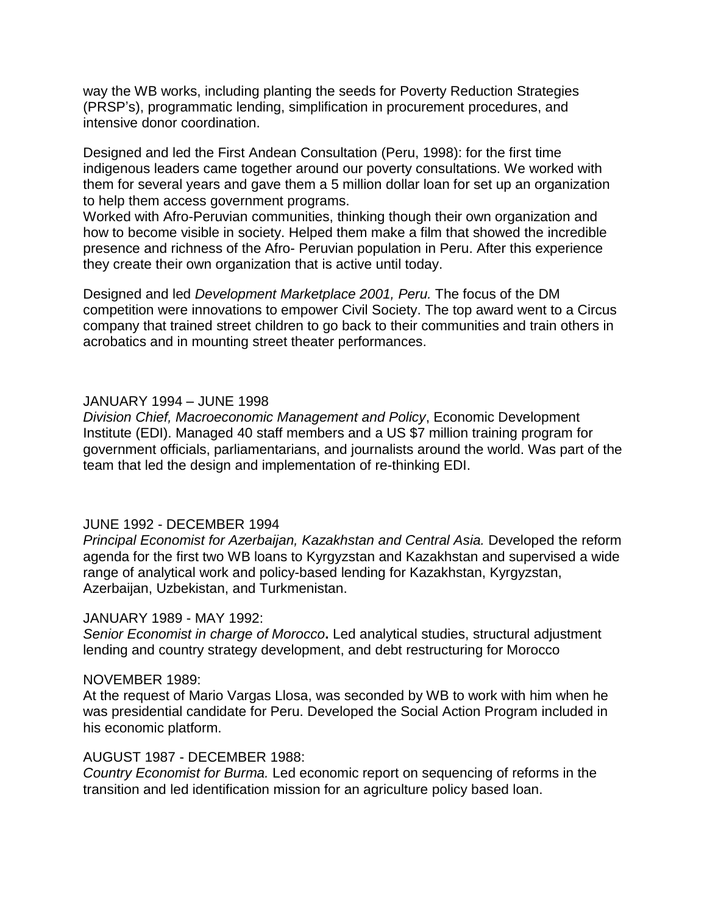way the WB works, including planting the seeds for Poverty Reduction Strategies (PRSP's), programmatic lending, simplification in procurement procedures, and intensive donor coordination.

Designed and led the First Andean Consultation (Peru, 1998): for the first time indigenous leaders came together around our poverty consultations. We worked with them for several years and gave them a 5 million dollar loan for set up an organization to help them access government programs.
Worked with Afro-Peruvian communities, thinking though their own organization and how to become visible in society. Helped them make a film that showed the incredible presence and richness of the Afro- Peruvian population in Peru. After this experience they create their own organization that is active until today.

Designed and led *Development Marketplace 2001, Peru.* The focus of the DM competition were innovations to empower Civil Society. The top award went to a Circus company that trained street children to go back to their communities and train others in acrobatics and in mounting street theater performances.

JANUARY 1994 – JUNE 1998
*Division Chief, Macroeconomic Management and Policy*, Economic Development Institute (EDI). Managed 40 staff members and a US $7 million training program for government officials, parliamentarians, and journalists around the world. Was part of the team that led the design and implementation of re-thinking EDI.

JUNE 1992 - DECEMBER 1994
*Principal Economist for Azerbaijan, Kazakhstan and Central Asia.* Developed the reform agenda for the first two WB loans to Kyrgyzstan and Kazakhstan and supervised a wide range of analytical work and policy-based lending for Kazakhstan, Kyrgyzstan, Azerbaijan, Uzbekistan, and Turkmenistan.

JANUARY 1989 - MAY 1992:
*Senior Economist in charge of Morocco***.** Led analytical studies, structural adjustment lending and country strategy development, and debt restructuring for Morocco

NOVEMBER 1989:
At the request of Mario Vargas Llosa, was seconded by WB to work with him when he was presidential candidate for Peru. Developed the Social Action Program included in his economic platform.

AUGUST 1987 - DECEMBER 1988:
*Country Economist for Burma.* Led economic report on sequencing of reforms in the transition and led identification mission for an agriculture policy based loan.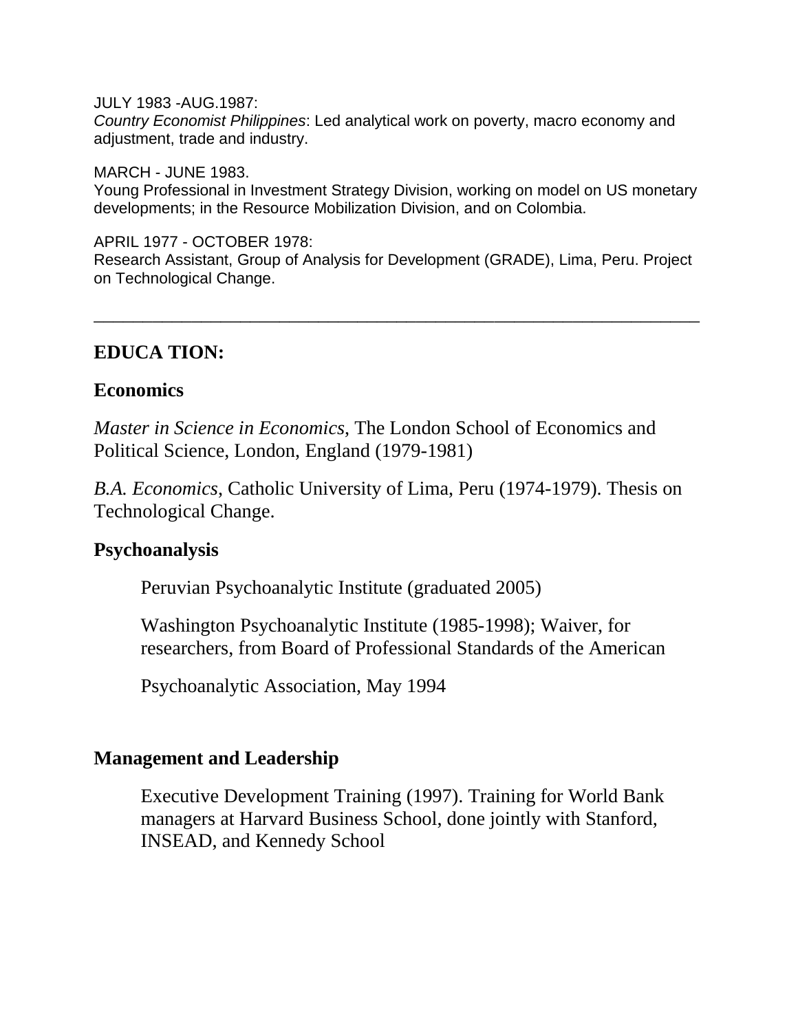JULY 1983 -AUG.1987:
*Country Economist Philippines*: Led analytical work on poverty, macro economy and adjustment, trade and industry.

MARCH - JUNE 1983.
Young Professional in Investment Strategy Division, working on model on US monetary developments; in the Resource Mobilization Division, and on Colombia.

APRIL 1977 - OCTOBER 1978:
Research Assistant, Group of Analysis for Development (GRADE), Lima, Peru. Project on Technological Change.

---

## EDUCA TION:

### Economics

*Master in Science in Economics*, The London School of Economics and Political Science, London, England (1979-1981)

*B.A. Economics*, Catholic University of Lima, Peru (1974-1979). Thesis on Technological Change.

### Psychoanalysis

Peruvian Psychoanalytic Institute (graduated 2005)

Washington Psychoanalytic Institute (1985-1998); Waiver, for researchers, from Board of Professional Standards of the American

Psychoanalytic Association, May 1994

### Management and Leadership

Executive Development Training (1997). Training for World Bank managers at Harvard Business School, done jointly with Stanford, INSEAD, and Kennedy School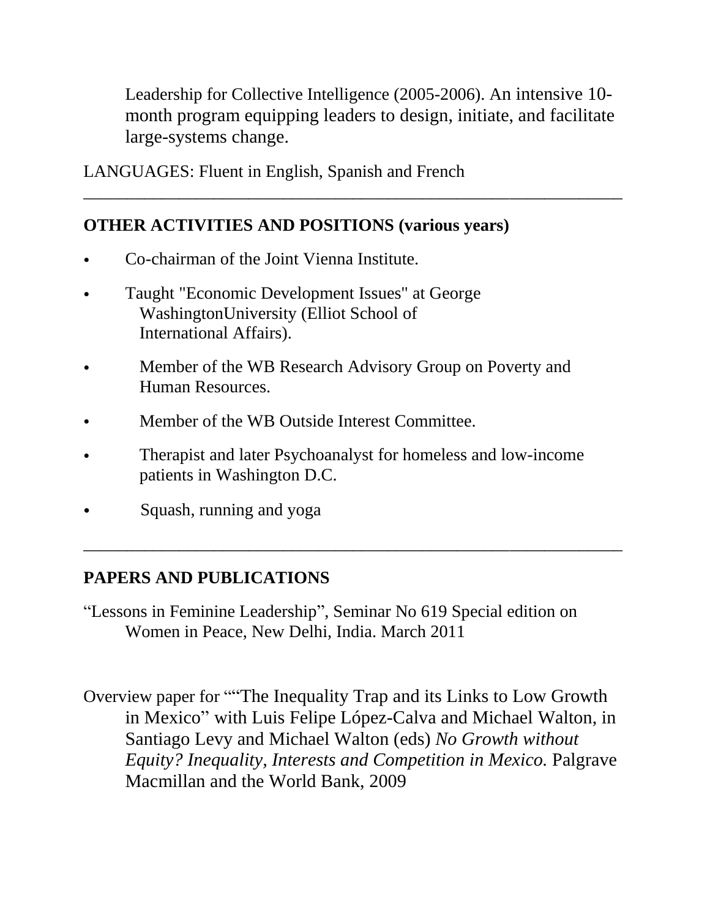Leadership for Collective Intelligence (2005-2006). An intensive 10-month program equipping leaders to design, initiate, and facilitate large-systems change.

LANGUAGES: Fluent in English, Spanish and French

---

## OTHER ACTIVITIES AND POSITIONS (various years)

- Co-chairman of the Joint Vienna Institute.
- Taught "Economic Development Issues" at George WashingtonUniversity (Elliot School of International Affairs).
- Member of the WB Research Advisory Group on Poverty and Human Resources.
- Member of the WB Outside Interest Committee.
- Therapist and later Psychoanalyst for homeless and low-income patients in Washington D.C.
- Squash, running and yoga

---

## PAPERS AND PUBLICATIONS

"Lessons in Feminine Leadership", Seminar No 619 Special edition on Women in Peace, New Delhi, India. March 2011

Overview paper for ""The Inequality Trap and its Links to Low Growth in Mexico" with Luis Felipe López-Calva and Michael Walton, in Santiago Levy and Michael Walton (eds) *No Growth without Equity? Inequality, Interests and Competition in Mexico.* Palgrave Macmillan and the World Bank, 2009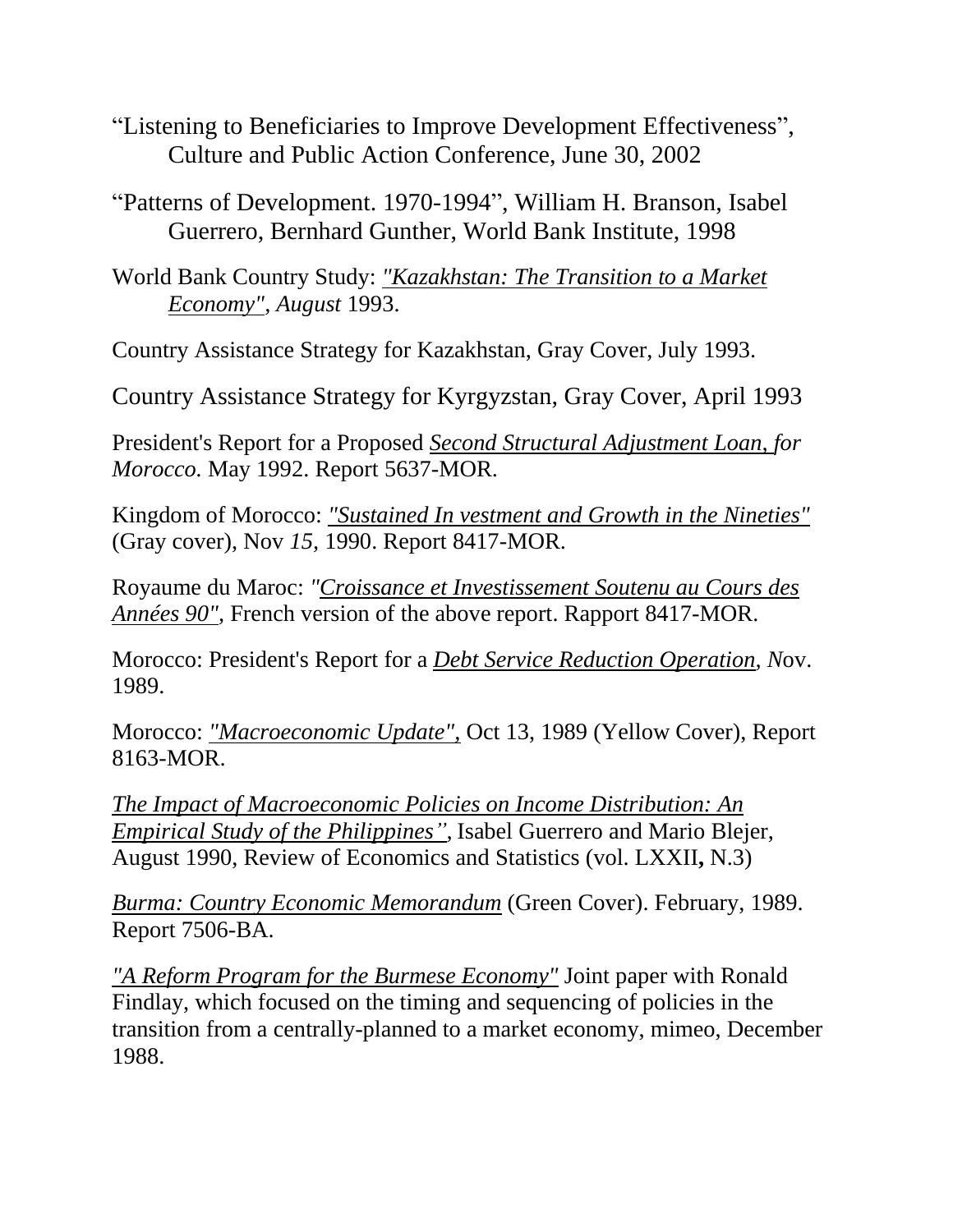"Listening to Beneficiaries to Improve Development Effectiveness", Culture and Public Action Conference, June 30, 2002

"Patterns of Development. 1970-1994", William H. Branson, Isabel Guerrero, Bernhard Gunther, World Bank Institute, 1998

World Bank Country Study: *"Kazakhstan: The Transition to a Market Economy", August* 1993.

Country Assistance Strategy for Kazakhstan, Gray Cover, July 1993.

Country Assistance Strategy for Kyrgyzstan, Gray Cover, April 1993

President's Report for a Proposed *Second Structural Adjustment Loan, for Morocco.* May 1992. Report 5637-MOR.

Kingdom of Morocco: *"Sustained In vestment and Growth in the Nineties"* (Gray cover), Nov *15,* 1990. Report 8417-MOR.

Royaume du Maroc: *"Croissance et Investissement Soutenu au Cours des Années 90"*, French version of the above report. Rapport 8417-MOR.

Morocco: President's Report for a *Debt Service Reduction Operation*, *N*ov. 1989.

Morocco: *"Macroeconomic Update",* Oct 13, 1989 (Yellow Cover), Report 8163-MOR.

*The Impact of Macroeconomic Policies on Income Distribution: An Empirical Study of the Philippines"*, Isabel Guerrero and Mario Blejer, August 1990, Review of Economics and Statistics (vol. LXXII**,** N.3)

*Burma: Country Economic Memorandum* (Green Cover). February, 1989. Report 7506-BA.

*"A Reform Program for the Burmese Economy"* Joint paper with Ronald Findlay, which focused on the timing and sequencing of policies in the transition from a centrally-planned to a market economy, mimeo, December 1988.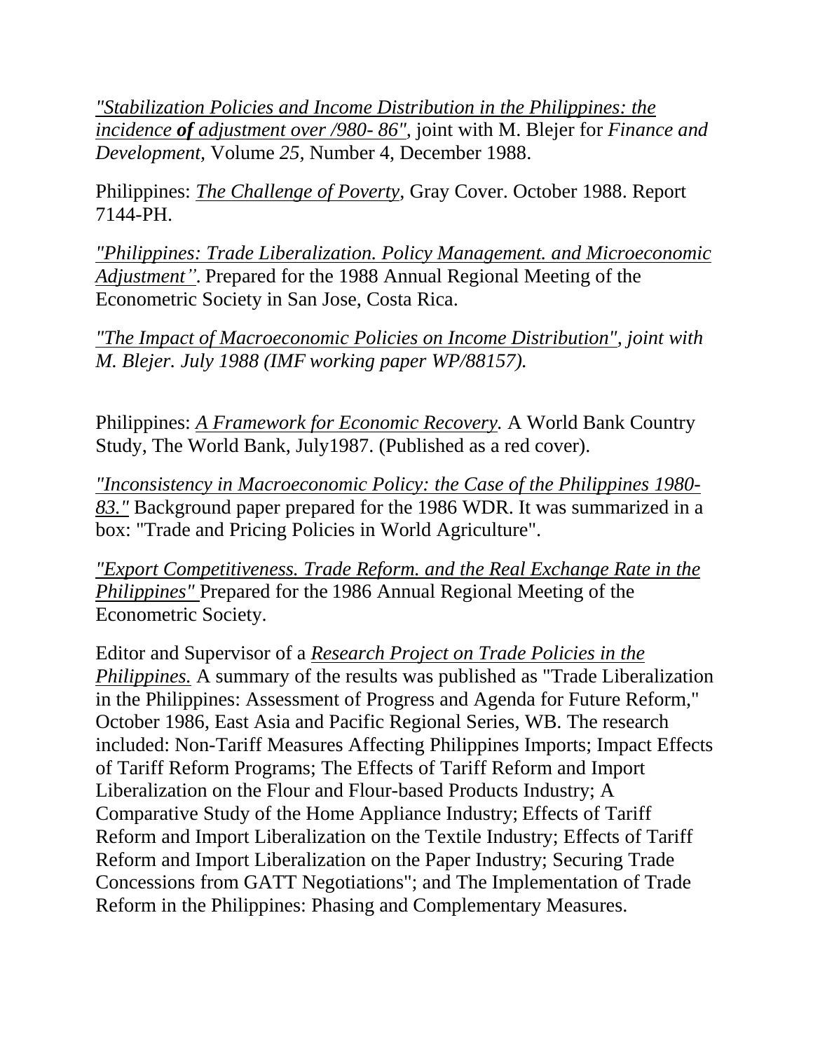*"Stabilization Policies and Income Distribution in the Philippines: the incidence **of** adjustment over /980- 86"*, joint with M. Blejer for *Finance and Development,* Volume *25*, Number 4, December 1988.

Philippines: *The Challenge of Poverty*, Gray Cover. October 1988. Report 7144-PH.

*"Philippines: Trade Liberalization. Policy Management. and Microeconomic Adjustment"*. Prepared for the 1988 Annual Regional Meeting of the Econometric Society in San Jose, Costa Rica.

*"The Impact of Macroeconomic Policies on Income Distribution", joint with M. Blejer. July 1988 (IMF working paper WP/88157).*

Philippines: *A Framework for Economic Recovery.* A World Bank Country Study, The World Bank, July1987. (Published as a red cover).

*"Inconsistency in Macroeconomic Policy: the Case of the Philippines 1980-83."* Background paper prepared for the 1986 WDR. It was summarized in a box: "Trade and Pricing Policies in World Agriculture".

*"Export Competitiveness. Trade Reform. and the Real Exchange Rate in the Philippines"* Prepared for the 1986 Annual Regional Meeting of the Econometric Society.

Editor and Supervisor of a *Research Project on Trade Policies in the Philippines.* A summary of the results was published as "Trade Liberalization in the Philippines: Assessment of Progress and Agenda for Future Reform," October 1986, East Asia and Pacific Regional Series, WB. The research included: Non-Tariff Measures Affecting Philippines Imports; Impact Effects of Tariff Reform Programs; The Effects of Tariff Reform and Import Liberalization on the Flour and Flour-based Products Industry; A Comparative Study of the Home Appliance Industry; Effects of Tariff Reform and Import Liberalization on the Textile Industry; Effects of Tariff Reform and Import Liberalization on the Paper Industry; Securing Trade Concessions from GATT Negotiations"; and The Implementation of Trade Reform in the Philippines: Phasing and Complementary Measures.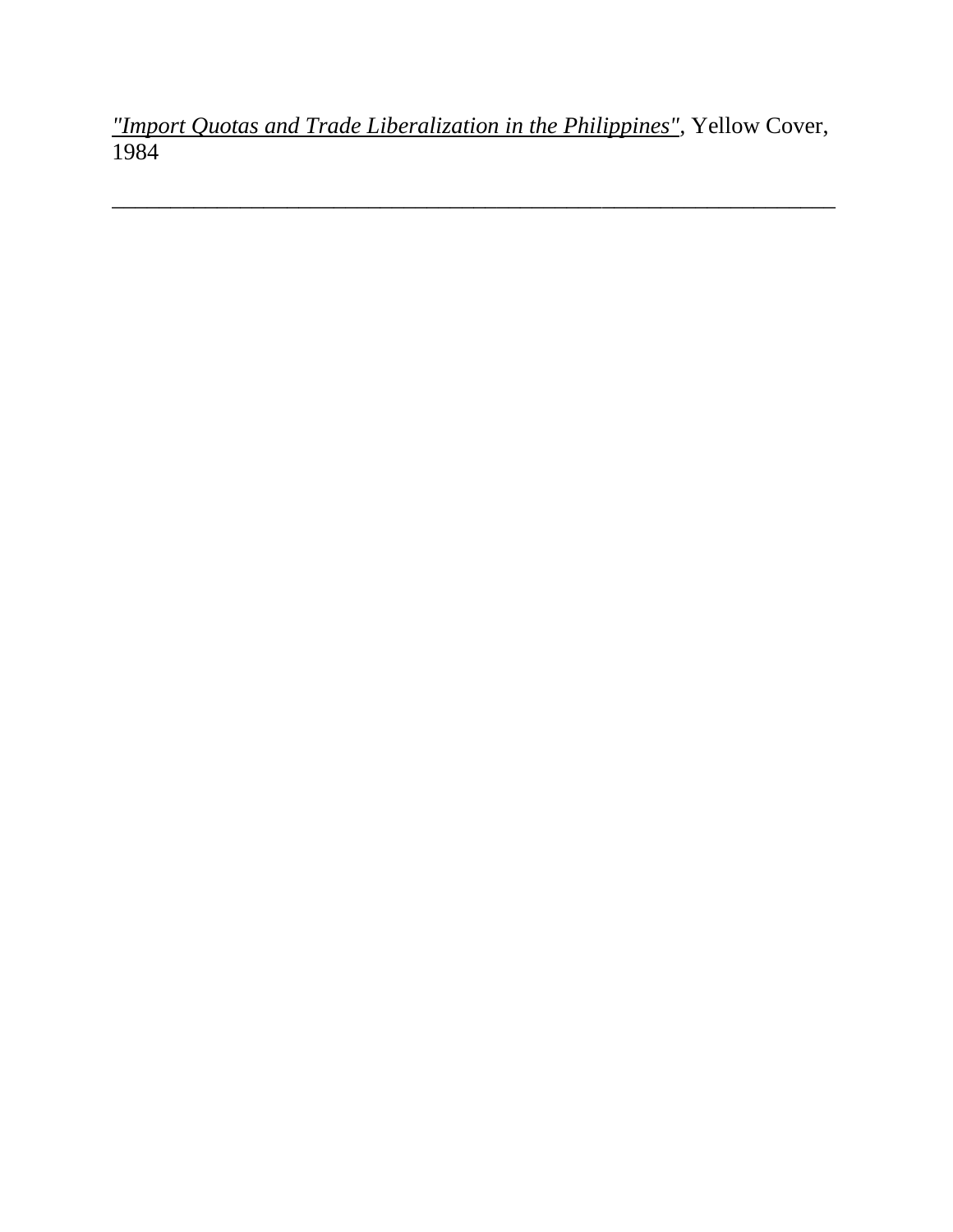*"Import Quotas and Trade Liberalization in the Philippines"*, Yellow Cover, 1984

---